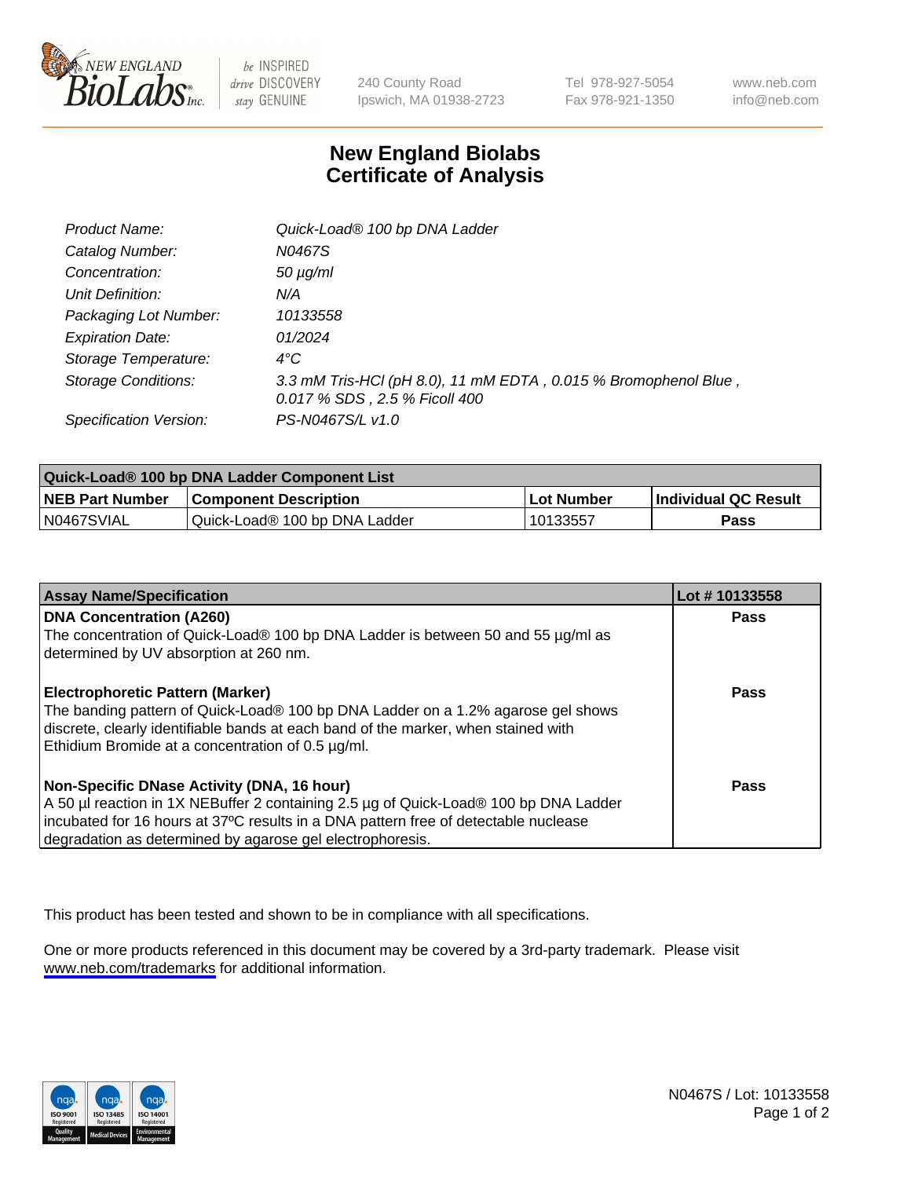# New England Biolabs
# Certificate of Analysis

| | |
|---|---|
| *Product Name:* | *Quick-Load® 100 bp DNA Ladder* |
| *Catalog Number:* | *N0467S* |
| *Concentration:* | *50 µg/ml* |
| *Unit Definition:* | *N/A* |
| *Packaging Lot Number:* | *10133558* |
| *Expiration Date:* | *01/2024* |
| *Storage Temperature:* | *4°C* |
| *Storage Conditions:* | *3.3 mM Tris-HCl (pH 8.0), 11 mM EDTA , 0.015 % Bromophenol Blue , 0.017 % SDS , 2.5 % Ficoll 400* |
| *Specification Version:* | *PS-N0467S/L v1.0* |

| Quick-Load® 100 bp DNA Ladder Component List | | | |
|---|---|---|---|
| **NEB Part Number** | **Component Description** | **Lot Number** | **Individual QC Result** |
| N0467SVIAL | Quick-Load® 100 bp DNA Ladder | 10133557 | **Pass** |

| Assay Name/Specification | Lot # 10133558 |
|---|---|
| **DNA Concentration (A260)**<br>The concentration of Quick-Load® 100 bp DNA Ladder is between 50 and 55 µg/ml as determined by UV absorption at 260 nm. | **Pass** |
| **Electrophoretic Pattern (Marker)**<br>The banding pattern of Quick-Load® 100 bp DNA Ladder on a 1.2% agarose gel shows discrete, clearly identifiable bands at each band of the marker, when stained with Ethidium Bromide at a concentration of 0.5 µg/ml. | **Pass** |
| **Non-Specific DNase Activity (DNA, 16 hour)**<br>A 50 µl reaction in 1X NEBuffer 2 containing 2.5 µg of Quick-Load® 100 bp DNA Ladder incubated for 16 hours at 37ºC results in a DNA pattern free of detectable nuclease degradation as determined by agarose gel electrophoresis. | **Pass** |

This product has been tested and shown to be in compliance with all specifications.

One or more products referenced in this document may be covered by a 3rd-party trademark. Please visit www.neb.com/trademarks for additional information.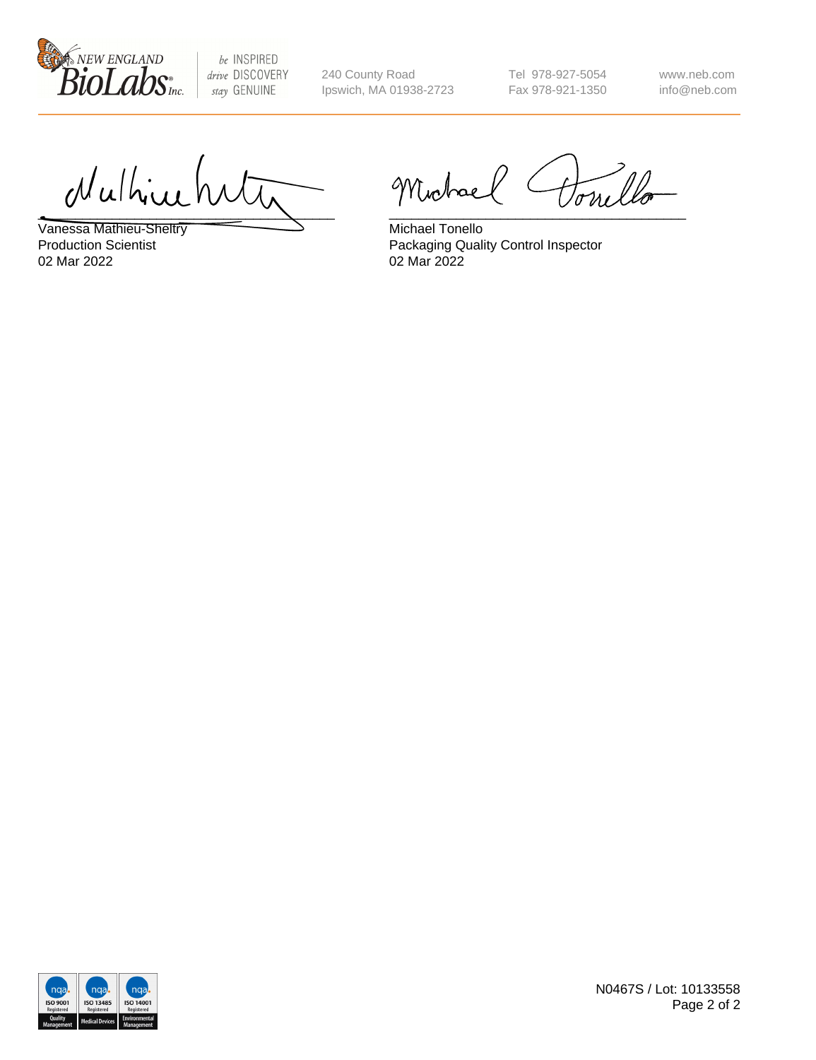NEW ENGLAND BioLabs Inc.

be INSPIRED drive DISCOVERY stay GENUINE

240 County Road
Ipswich, MA 01938-2723

Tel 978-927-5054
Fax 978-921-1350

www.neb.com
info@neb.com

Vanessa Mathieu-Sheltry
Production Scientist
02 Mar 2022

Michael Tonello
Packaging Quality Control Inspector
02 Mar 2022

N0467S / Lot: 10133558